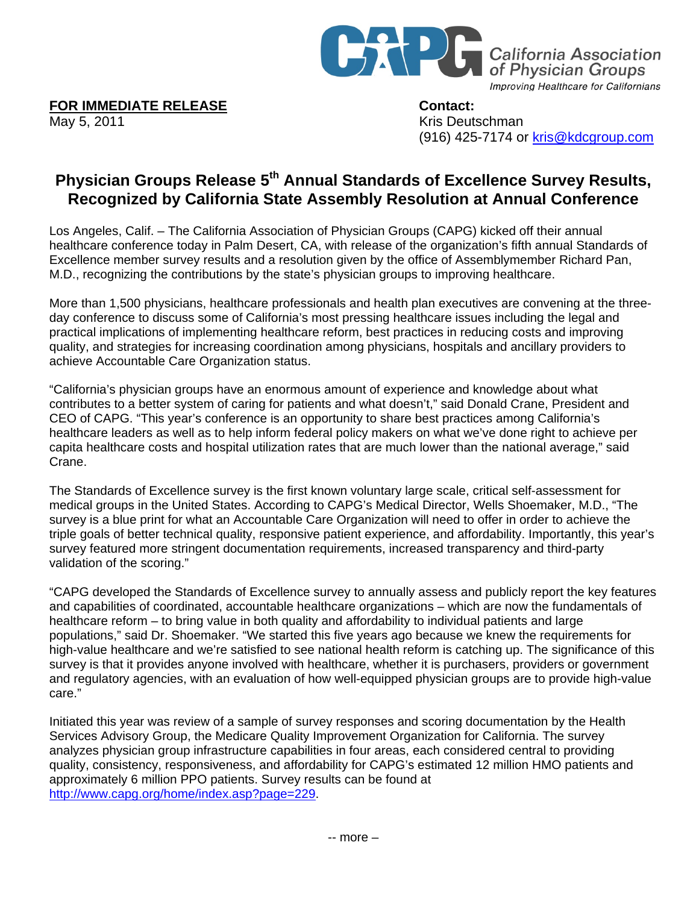California Association of Physician Groups
*Improving Healthcare for Californians*

**FOR IMMEDIATE RELEASE**
May 5, 2011

**Contact:**
Kris Deutschman
(916) 425-7174 or kris@kdcgroup.com

# Physician Groups Release 5th Annual Standards of Excellence Survey Results, Recognized by California State Assembly Resolution at Annual Conference

Los Angeles, Calif. – The California Association of Physician Groups (CAPG) kicked off their annual healthcare conference today in Palm Desert, CA, with release of the organization's fifth annual Standards of Excellence member survey results and a resolution given by the office of Assemblymember Richard Pan, M.D., recognizing the contributions by the state's physician groups to improving healthcare.

More than 1,500 physicians, healthcare professionals and health plan executives are convening at the three-day conference to discuss some of California's most pressing healthcare issues including the legal and practical implications of implementing healthcare reform, best practices in reducing costs and improving quality, and strategies for increasing coordination among physicians, hospitals and ancillary providers to achieve Accountable Care Organization status.

"California's physician groups have an enormous amount of experience and knowledge about what contributes to a better system of caring for patients and what doesn't," said Donald Crane, President and CEO of CAPG. "This year's conference is an opportunity to share best practices among California's healthcare leaders as well as to help inform federal policy makers on what we've done right to achieve per capita healthcare costs and hospital utilization rates that are much lower than the national average," said Crane.

The Standards of Excellence survey is the first known voluntary large scale, critical self-assessment for medical groups in the United States. According to CAPG's Medical Director, Wells Shoemaker, M.D., "The survey is a blue print for what an Accountable Care Organization will need to offer in order to achieve the triple goals of better technical quality, responsive patient experience, and affordability. Importantly, this year's survey featured more stringent documentation requirements, increased transparency and third-party validation of the scoring."

"CAPG developed the Standards of Excellence survey to annually assess and publicly report the key features and capabilities of coordinated, accountable healthcare organizations – which are now the fundamentals of healthcare reform – to bring value in both quality and affordability to individual patients and large populations," said Dr. Shoemaker. "We started this five years ago because we knew the requirements for high-value healthcare and we're satisfied to see national health reform is catching up. The significance of this survey is that it provides anyone involved with healthcare, whether it is purchasers, providers or government and regulatory agencies, with an evaluation of how well-equipped physician groups are to provide high-value care."

Initiated this year was review of a sample of survey responses and scoring documentation by the Health Services Advisory Group, the Medicare Quality Improvement Organization for California. The survey analyzes physician group infrastructure capabilities in four areas, each considered central to providing quality, consistency, responsiveness, and affordability for CAPG's estimated 12 million HMO patients and approximately 6 million PPO patients. Survey results can be found at http://www.capg.org/home/index.asp?page=229.

-- more –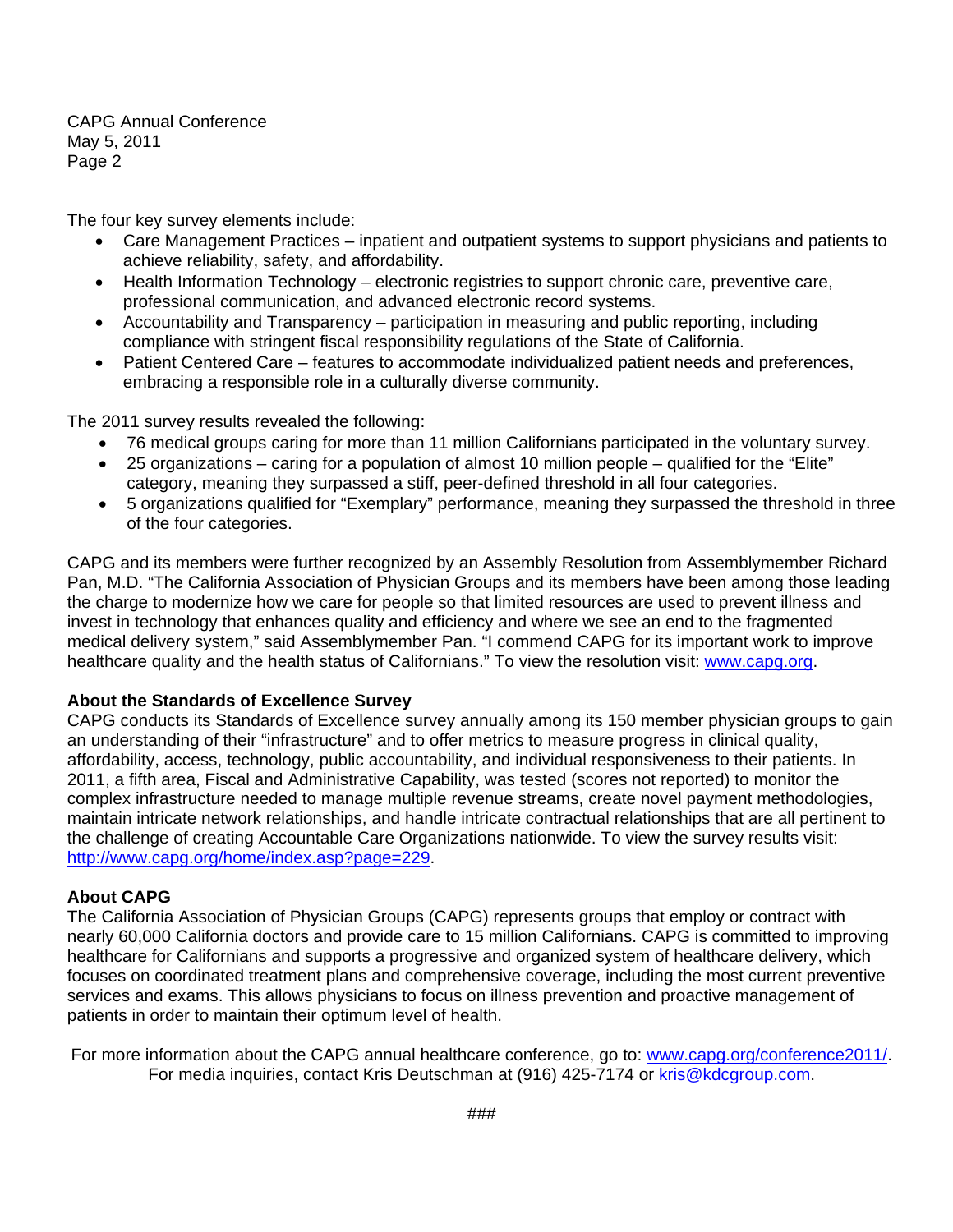The four key survey elements include:

- Care Management Practices – inpatient and outpatient systems to support physicians and patients to achieve reliability, safety, and affordability.
- Health Information Technology – electronic registries to support chronic care, preventive care, professional communication, and advanced electronic record systems.
- Accountability and Transparency – participation in measuring and public reporting, including compliance with stringent fiscal responsibility regulations of the State of California.
- Patient Centered Care – features to accommodate individualized patient needs and preferences, embracing a responsible role in a culturally diverse community.

The 2011 survey results revealed the following:

- 76 medical groups caring for more than 11 million Californians participated in the voluntary survey.
- 25 organizations – caring for a population of almost 10 million people – qualified for the "Elite" category, meaning they surpassed a stiff, peer-defined threshold in all four categories.
- 5 organizations qualified for "Exemplary" performance, meaning they surpassed the threshold in three of the four categories.

CAPG and its members were further recognized by an Assembly Resolution from Assemblymember Richard Pan, M.D. "The California Association of Physician Groups and its members have been among those leading the charge to modernize how we care for people so that limited resources are used to prevent illness and invest in technology that enhances quality and efficiency and where we see an end to the fragmented medical delivery system," said Assemblymember Pan. "I commend CAPG for its important work to improve healthcare quality and the health status of Californians." To view the resolution visit: www.capg.org.

**About the Standards of Excellence Survey**

CAPG conducts its Standards of Excellence survey annually among its 150 member physician groups to gain an understanding of their "infrastructure" and to offer metrics to measure progress in clinical quality, affordability, access, technology, public accountability, and individual responsiveness to their patients. In 2011, a fifth area, Fiscal and Administrative Capability, was tested (scores not reported) to monitor the complex infrastructure needed to manage multiple revenue streams, create novel payment methodologies, maintain intricate network relationships, and handle intricate contractual relationships that are all pertinent to the challenge of creating Accountable Care Organizations nationwide. To view the survey results visit: http://www.capg.org/home/index.asp?page=229.

**About CAPG**

The California Association of Physician Groups (CAPG) represents groups that employ or contract with nearly 60,000 California doctors and provide care to 15 million Californians. CAPG is committed to improving healthcare for Californians and supports a progressive and organized system of healthcare delivery, which focuses on coordinated treatment plans and comprehensive coverage, including the most current preventive services and exams. This allows physicians to focus on illness prevention and proactive management of patients in order to maintain their optimum level of health.

For more information about the CAPG annual healthcare conference, go to: www.capg.org/conference2011/.
For media inquiries, contact Kris Deutschman at (916) 425-7174 or kris@kdcgroup.com.

###